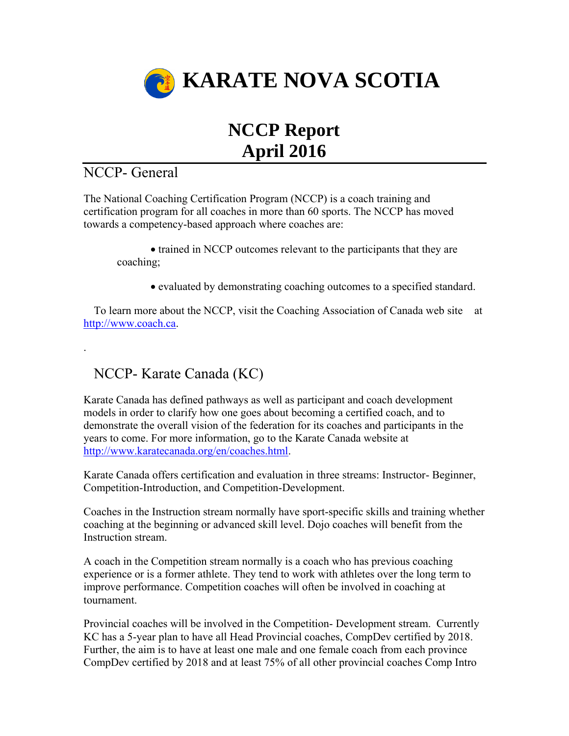# KARATE NOVA SCOTIA

# NCCP Report
# April 2016

## NCCP- General

The National Coaching Certification Program (NCCP) is a coach training and certification program for all coaches in more than 60 sports. The NCCP has moved towards a competency-based approach where coaches are:

- trained in NCCP outcomes relevant to the participants that they are coaching;
- evaluated by demonstrating coaching outcomes to a specified standard.

To learn more about the NCCP, visit the Coaching Association of Canada web site at http://www.coach.ca.

.

## NCCP- Karate Canada (KC)

Karate Canada has defined pathways as well as participant and coach development models in order to clarify how one goes about becoming a certified coach, and to demonstrate the overall vision of the federation for its coaches and participants in the years to come. For more information, go to the Karate Canada website at http://www.karatecanada.org/en/coaches.html.

Karate Canada offers certification and evaluation in three streams: Instructor- Beginner, Competition-Introduction, and Competition-Development.

Coaches in the Instruction stream normally have sport-specific skills and training whether coaching at the beginning or advanced skill level. Dojo coaches will benefit from the Instruction stream.

A coach in the Competition stream normally is a coach who has previous coaching experience or is a former athlete. They tend to work with athletes over the long term to improve performance. Competition coaches will often be involved in coaching at tournament.

Provincial coaches will be involved in the Competition- Development stream. Currently KC has a 5-year plan to have all Head Provincial coaches, CompDev certified by 2018. Further, the aim is to have at least one male and one female coach from each province CompDev certified by 2018 and at least 75% of all other provincial coaches Comp Intro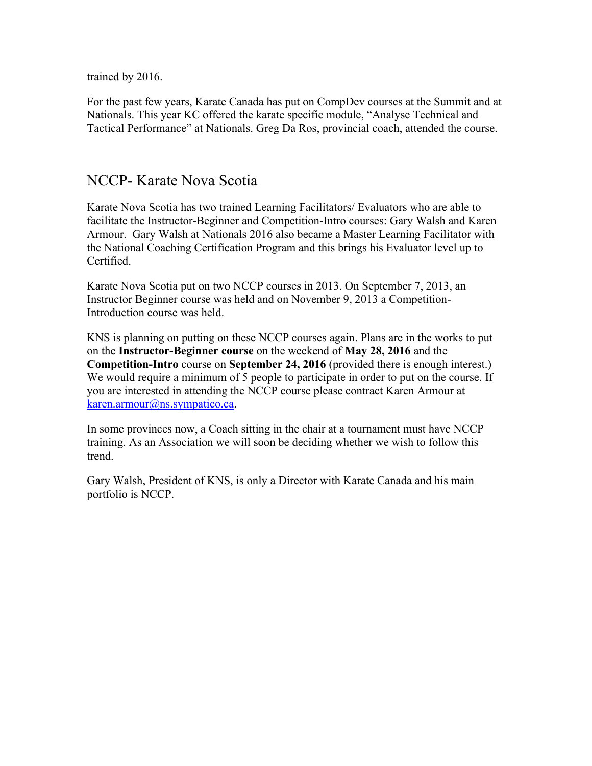trained by 2016.

For the past few years, Karate Canada has put on CompDev courses at the Summit and at Nationals. This year KC offered the karate specific module, "Analyse Technical and Tactical Performance" at Nationals. Greg Da Ros, provincial coach, attended the course.

## NCCP- Karate Nova Scotia

Karate Nova Scotia has two trained Learning Facilitators/ Evaluators who are able to facilitate the Instructor-Beginner and Competition-Intro courses: Gary Walsh and Karen Armour. Gary Walsh at Nationals 2016 also became a Master Learning Facilitator with the National Coaching Certification Program and this brings his Evaluator level up to Certified.

Karate Nova Scotia put on two NCCP courses in 2013. On September 7, 2013, an Instructor Beginner course was held and on November 9, 2013 a Competition-Introduction course was held.

KNS is planning on putting on these NCCP courses again. Plans are in the works to put on the **Instructor-Beginner course** on the weekend of **May 28, 2016** and the **Competition-Intro** course on **September 24, 2016** (provided there is enough interest.) We would require a minimum of 5 people to participate in order to put on the course. If you are interested in attending the NCCP course please contract Karen Armour at karen.armour@ns.sympatico.ca.

In some provinces now, a Coach sitting in the chair at a tournament must have NCCP training. As an Association we will soon be deciding whether we wish to follow this trend.

Gary Walsh, President of KNS, is only a Director with Karate Canada and his main portfolio is NCCP.